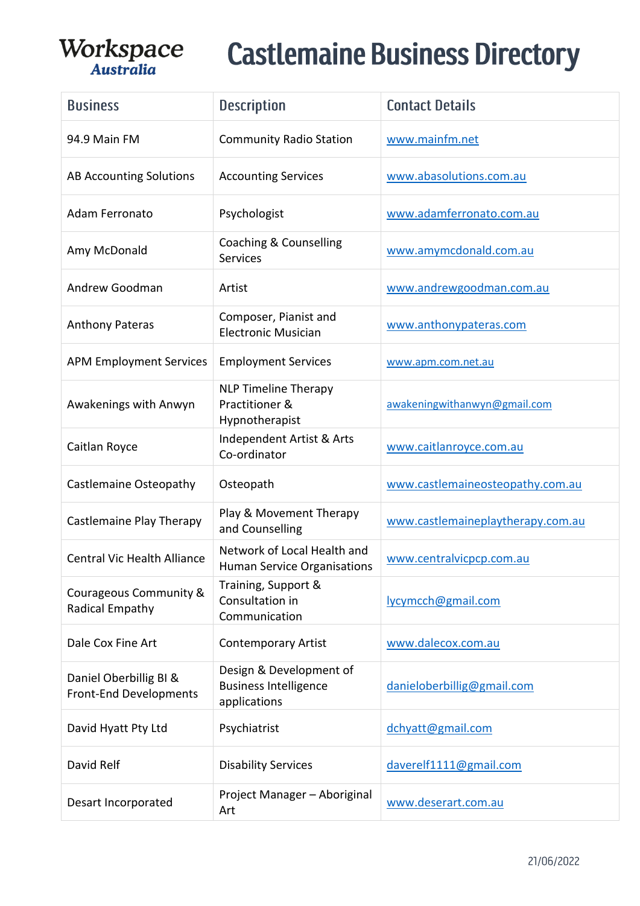Workspace Australia

# Castlemaine Business Directory

| Business | Description | Contact Details |
|---|---|---|
| 94.9 Main FM | Community Radio Station | www.mainfm.net |
| AB Accounting Solutions | Accounting Services | www.abasolutions.com.au |
| Adam Ferronato | Psychologist | www.adamferronato.com.au |
| Amy McDonald | Coaching & Counselling Services | www.amymcdonald.com.au |
| Andrew Goodman | Artist | www.andrewgoodman.com.au |
| Anthony Pateras | Composer, Pianist and Electronic Musician | www.anthonypateras.com |
| APM Employment Services | Employment Services | www.apm.com.net.au |
| Awakenings with Anwyn | NLP Timeline Therapy Practitioner & Hypnotherapist | awakeningwithanwyn@gmail.com |
| Caitlan Royce | Independent Artist & Arts Co-ordinator | www.caitlanroyce.com.au |
| Castlemaine Osteopathy | Osteopath | www.castlemaineosteopathy.com.au |
| Castlemaine Play Therapy | Play & Movement Therapy and Counselling | www.castlemaineplaytherapy.com.au |
| Central Vic Health Alliance | Network of Local Health and Human Service Organisations | www.centralvicpcp.com.au |
| Courageous Community & Radical Empathy | Training, Support & Consultation in Communication | lycymcch@gmail.com |
| Dale Cox Fine Art | Contemporary Artist | www.dalecox.com.au |
| Daniel Oberbillig BI & Front-End Developments | Design & Development of Business Intelligence applications | danieloberbillig@gmail.com |
| David Hyatt Pty Ltd | Psychiatrist | dchyatt@gmail.com |
| David Relf | Disability Services | daverelf1111@gmail.com |
| Desart Incorporated | Project Manager – Aboriginal Art | www.deserart.com.au |

21/06/2022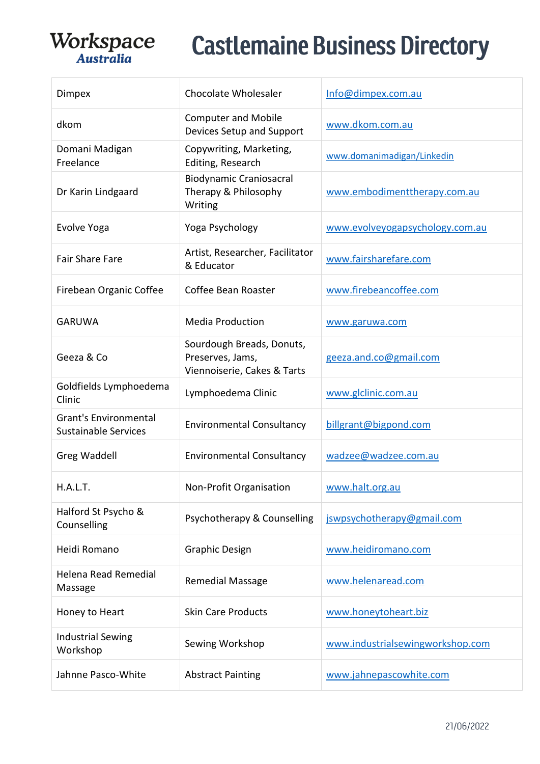# Castlemaine Business Directory

| | | |
|---|---|---|
| Dimpex | Chocolate Wholesaler | Info@dimpex.com.au |
| dkom | Computer and Mobile Devices Setup and Support | www.dkom.com.au |
| Domani Madigan Freelance | Copywriting, Marketing, Editing, Research | www.domanimadigan/Linkedin |
| Dr Karin Lindgaard | Biodynamic Craniosacral Therapy & Philosophy Writing | www.embodimenttherapy.com.au |
| Evolve Yoga | Yoga Psychology | www.evolveyogapsychology.com.au |
| Fair Share Fare | Artist, Researcher, Facilitator & Educator | www.fairsharefare.com |
| Firebean Organic Coffee | Coffee Bean Roaster | www.firebeancoffee.com |
| GARUWA | Media Production | www.garuwa.com |
| Geeza & Co | Sourdough Breads, Donuts, Preserves, Jams, Viennoiserie, Cakes & Tarts | geeza.and.co@gmail.com |
| Goldfields Lymphoedema Clinic | Lymphoedema Clinic | www.glclinic.com.au |
| Grant's Environmental Sustainable Services | Environmental Consultancy | billgrant@bigpond.com |
| Greg Waddell | Environmental Consultancy | wadzee@wadzee.com.au |
| H.A.L.T. | Non-Profit Organisation | www.halt.org.au |
| Halford St Psycho & Counselling | Psychotherapy & Counselling | jswpsychotherapy@gmail.com |
| Heidi Romano | Graphic Design | www.heidiromano.com |
| Helena Read Remedial Massage | Remedial Massage | www.helenaread.com |
| Honey to Heart | Skin Care Products | www.honeytoheart.biz |
| Industrial Sewing Workshop | Sewing Workshop | www.industrialsewingworkshop.com |
| Jahnne Pasco-White | Abstract Painting | www.jahnepascowhite.com |

21/06/2022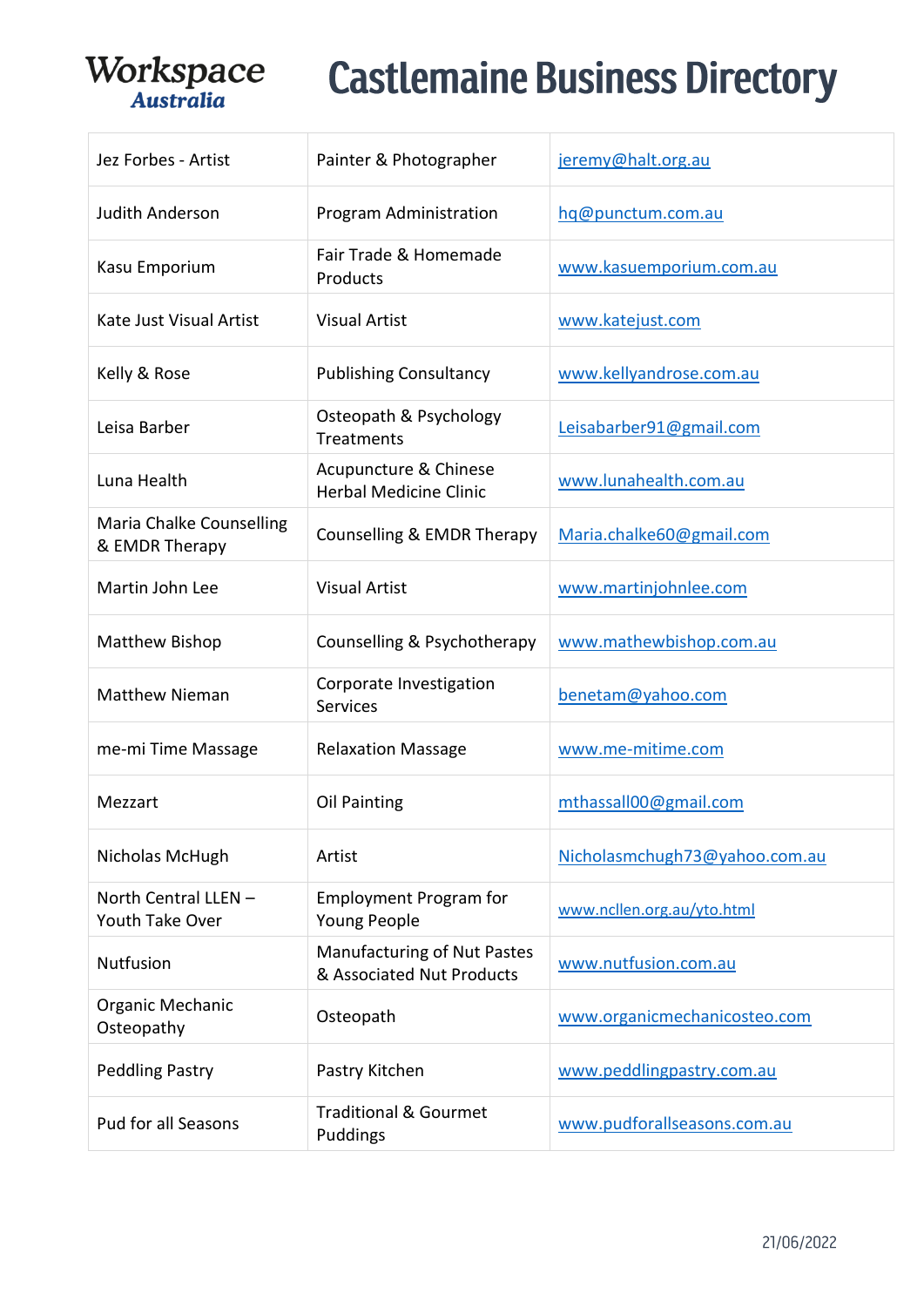# Castlemaine Business Directory

| | | |
|---|---|---|
| Jez Forbes - Artist | Painter & Photographer | jeremy@halt.org.au |
| Judith Anderson | Program Administration | hq@punctum.com.au |
| Kasu Emporium | Fair Trade & Homemade Products | www.kasuemporium.com.au |
| Kate Just Visual Artist | Visual Artist | www.katejust.com |
| Kelly & Rose | Publishing Consultancy | www.kellyandrose.com.au |
| Leisa Barber | Osteopath & Psychology Treatments | Leisabarber91@gmail.com |
| Luna Health | Acupuncture & Chinese Herbal Medicine Clinic | www.lunahealth.com.au |
| Maria Chalke Counselling & EMDR Therapy | Counselling & EMDR Therapy | Maria.chalke60@gmail.com |
| Martin John Lee | Visual Artist | www.martinjohnlee.com |
| Matthew Bishop | Counselling & Psychotherapy | www.mathewbishop.com.au |
| Matthew Nieman | Corporate Investigation Services | benetam@yahoo.com |
| me-mi Time Massage | Relaxation Massage | www.me-mitime.com |
| Mezzart | Oil Painting | mthassall00@gmail.com |
| Nicholas McHugh | Artist | Nicholasmchugh73@yahoo.com.au |
| North Central LLEN – Youth Take Over | Employment Program for Young People | www.ncllen.org.au/yto.html |
| Nutfusion | Manufacturing of Nut Pastes & Associated Nut Products | www.nutfusion.com.au |
| Organic Mechanic Osteopathy | Osteopath | www.organicmechanicosteo.com |
| Peddling Pastry | Pastry Kitchen | www.peddlingpastry.com.au |
| Pud for all Seasons | Traditional & Gourmet Puddings | www.pudforallseasons.com.au |

21/06/2022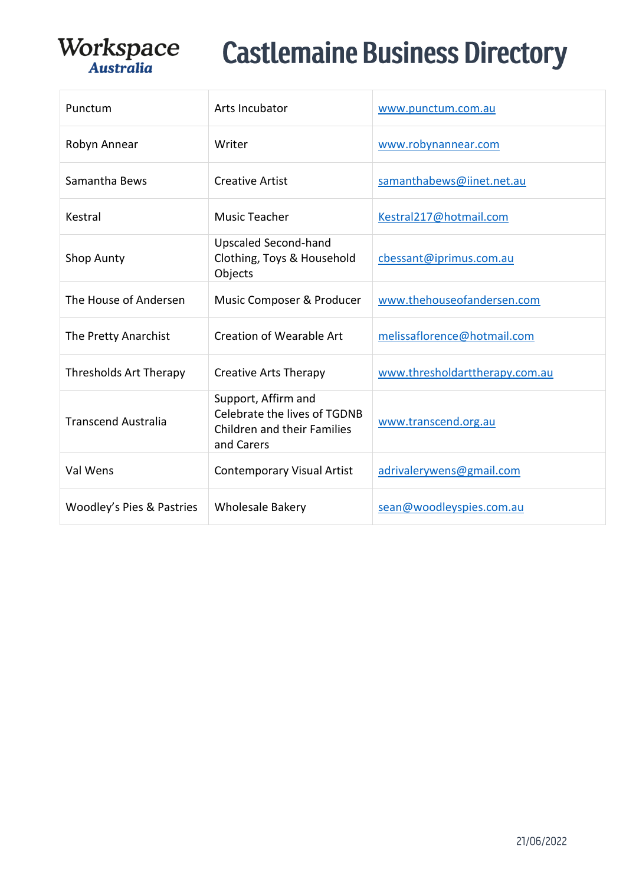Workspace Australia

# Castlemaine Business Directory

| | | |
|---|---|---|
| Punctum | Arts Incubator | www.punctum.com.au |
| Robyn Annear | Writer | www.robynannear.com |
| Samantha Bews | Creative Artist | samanthabews@iinet.net.au |
| Kestral | Music Teacher | Kestral217@hotmail.com |
| Shop Aunty | Upscaled Second-hand Clothing, Toys & Household Objects | cbessant@iprimus.com.au |
| The House of Andersen | Music Composer & Producer | www.thehouseofandersen.com |
| The Pretty Anarchist | Creation of Wearable Art | melissaflorence@hotmail.com |
| Thresholds Art Therapy | Creative Arts Therapy | www.thresholdarttherapy.com.au |
| Transcend Australia | Support, Affirm and Celebrate the lives of TGDNB Children and their Families and Carers | www.transcend.org.au |
| Val Wens | Contemporary Visual Artist | adrivalerywens@gmail.com |
| Woodley's Pies & Pastries | Wholesale Bakery | sean@woodleyspies.com.au |

21/06/2022